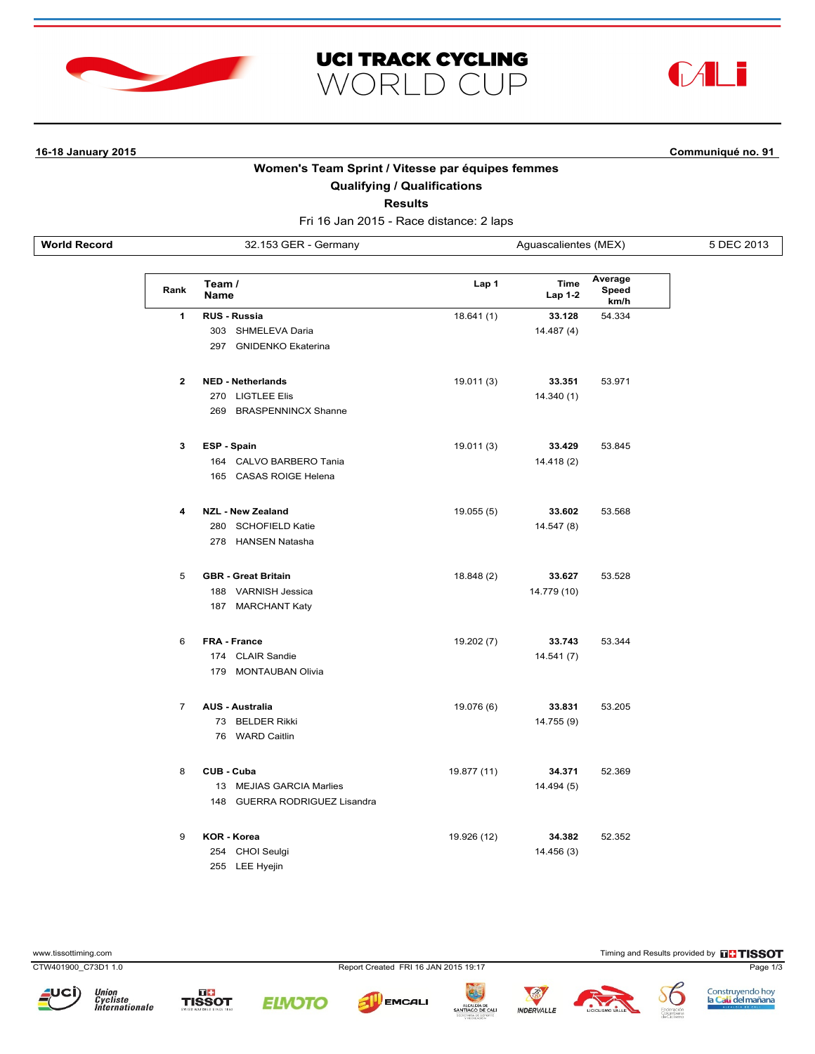# UCI TRACK CYCLING WORLD CUP

**16-18 January 2015** | **Communiqué no. 91**

## Women's Team Sprint / Vitesse par équipes femmes

### Qualifying / Qualifications

### Results

Fri 16 Jan 2015 - Race distance: 2 laps

| World Record | 32.153 GER - Germany | Aguascalientes (MEX) | 5 DEC 2013 |
|---|---|---|---|

| Rank | Team / Name | Lap 1 | Time Lap 1-2 | Average Speed km/h |
|---|---|---|---|---|
| **1** | **RUS - Russia** | 18.641 (1) | **33.128** | 54.334 |
| | 303 SHMELEVA Daria | | 14.487 (4) | |
| | 297 GNIDENKO Ekaterina | | | |
| **2** | **NED - Netherlands** | 19.011 (3) | **33.351** | 53.971 |
| | 270 LIGTLEE Elis | | 14.340 (1) | |
| | 269 BRASPENNINCX Shanne | | | |
| **3** | **ESP - Spain** | 19.011 (3) | **33.429** | 53.845 |
| | 164 CALVO BARBERO Tania | | 14.418 (2) | |
| | 165 CASAS ROIGE Helena | | | |
| **4** | **NZL - New Zealand** | 19.055 (5) | **33.602** | 53.568 |
| | 280 SCHOFIELD Katie | | 14.547 (8) | |
| | 278 HANSEN Natasha | | | |
| 5 | **GBR - Great Britain** | 18.848 (2) | **33.627** | 53.528 |
| | 188 VARNISH Jessica | | 14.779 (10) | |
| | 187 MARCHANT Katy | | | |
| 6 | **FRA - France** | 19.202 (7) | **33.743** | 53.344 |
| | 174 CLAIR Sandie | | 14.541 (7) | |
| | 179 MONTAUBAN Olivia | | | |
| 7 | **AUS - Australia** | 19.076 (6) | **33.831** | 53.205 |
| | 73 BELDER Rikki | | 14.755 (9) | |
| | 76 WARD Caitlin | | | |
| 8 | **CUB - Cuba** | 19.877 (11) | **34.371** | 52.369 |
| | 13 MEJIAS GARCIA Marlies | | 14.494 (5) | |
| | 148 GUERRA RODRIGUEZ Lisandra | | | |
| 9 | **KOR - Korea** | 19.926 (12) | **34.382** | 52.352 |
| | 254 CHOI Seulgi | | 14.456 (3) | |
| | 255 LEE Hyejin | | | |

www.tissottiming.com

Timing and Results provided by TISSOT

CTW401900_C73D1 1.0 — Report Created FRI 16 JAN 2015 19:17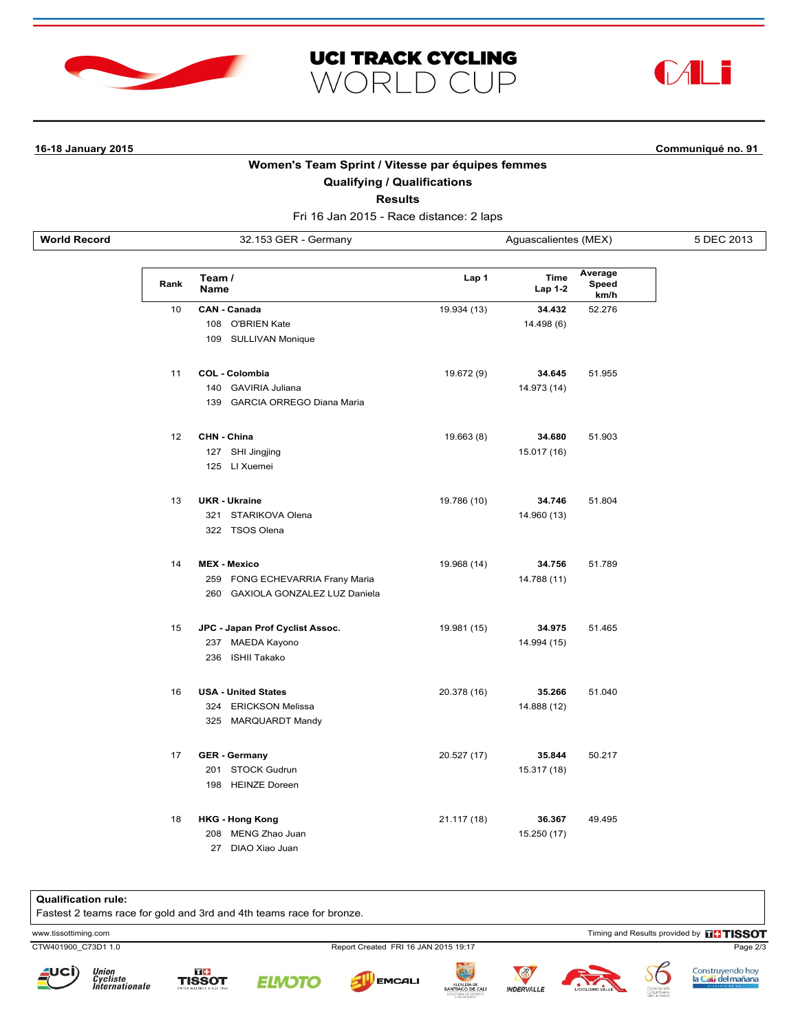# UCI TRACK CYCLING WORLD CUP

**16-18 January 2015** **Communiqué no. 91**

## Women's Team Sprint / Vitesse par équipes femmes

### Qualifying / Qualifications

### Results

Fri 16 Jan 2015 - Race distance: 2 laps

| World Record | 32.153 GER - Germany | Aguascalientes (MEX) | 5 DEC 2013 |
|---|---|---|---|

| Rank | Team / Name | Lap 1 | Time Lap 1-2 | Average Speed km/h |
|---|---|---|---|---|
| 10 | **CAN - Canada** | 19.934 (13) | **34.432** | 52.276 |
| | 108 O'BRIEN Kate | | 14.498 (6) | |
| | 109 SULLIVAN Monique | | | |
| 11 | **COL - Colombia** | 19.672 (9) | **34.645** | 51.955 |
| | 140 GAVIRIA Juliana | | 14.973 (14) | |
| | 139 GARCIA ORREGO Diana Maria | | | |
| 12 | **CHN - China** | 19.663 (8) | **34.680** | 51.903 |
| | 127 SHI Jingjing | | 15.017 (16) | |
| | 125 LI Xuemei | | | |
| 13 | **UKR - Ukraine** | 19.786 (10) | **34.746** | 51.804 |
| | 321 STARIKOVA Olena | | 14.960 (13) | |
| | 322 TSOS Olena | | | |
| 14 | **MEX - Mexico** | 19.968 (14) | **34.756** | 51.789 |
| | 259 FONG ECHEVARRIA Frany Maria | | 14.788 (11) | |
| | 260 GAXIOLA GONZALEZ LUZ Daniela | | | |
| 15 | **JPC - Japan Prof Cyclist Assoc.** | 19.981 (15) | **34.975** | 51.465 |
| | 237 MAEDA Kayono | | 14.994 (15) | |
| | 236 ISHII Takako | | | |
| 16 | **USA - United States** | 20.378 (16) | **35.266** | 51.040 |
| | 324 ERICKSON Melissa | | 14.888 (12) | |
| | 325 MARQUARDT Mandy | | | |
| 17 | **GER - Germany** | 20.527 (17) | **35.844** | 50.217 |
| | 201 STOCK Gudrun | | 15.317 (18) | |
| | 198 HEINZE Doreen | | | |
| 18 | **HKG - Hong Kong** | 21.117 (18) | **36.367** | 49.495 |
| | 208 MENG Zhao Juan | | 15.250 (17) | |
| | 27 DIAO Xiao Juan | | | |

**Qualification rule:**
Fastest 2 teams race for gold and 3rd and 4th teams race for bronze.

www.tissottiming.com — Timing and Results provided by TISSOT

CTW401900_C73D1 1.0 — Report Created FRI 16 JAN 2015 19:17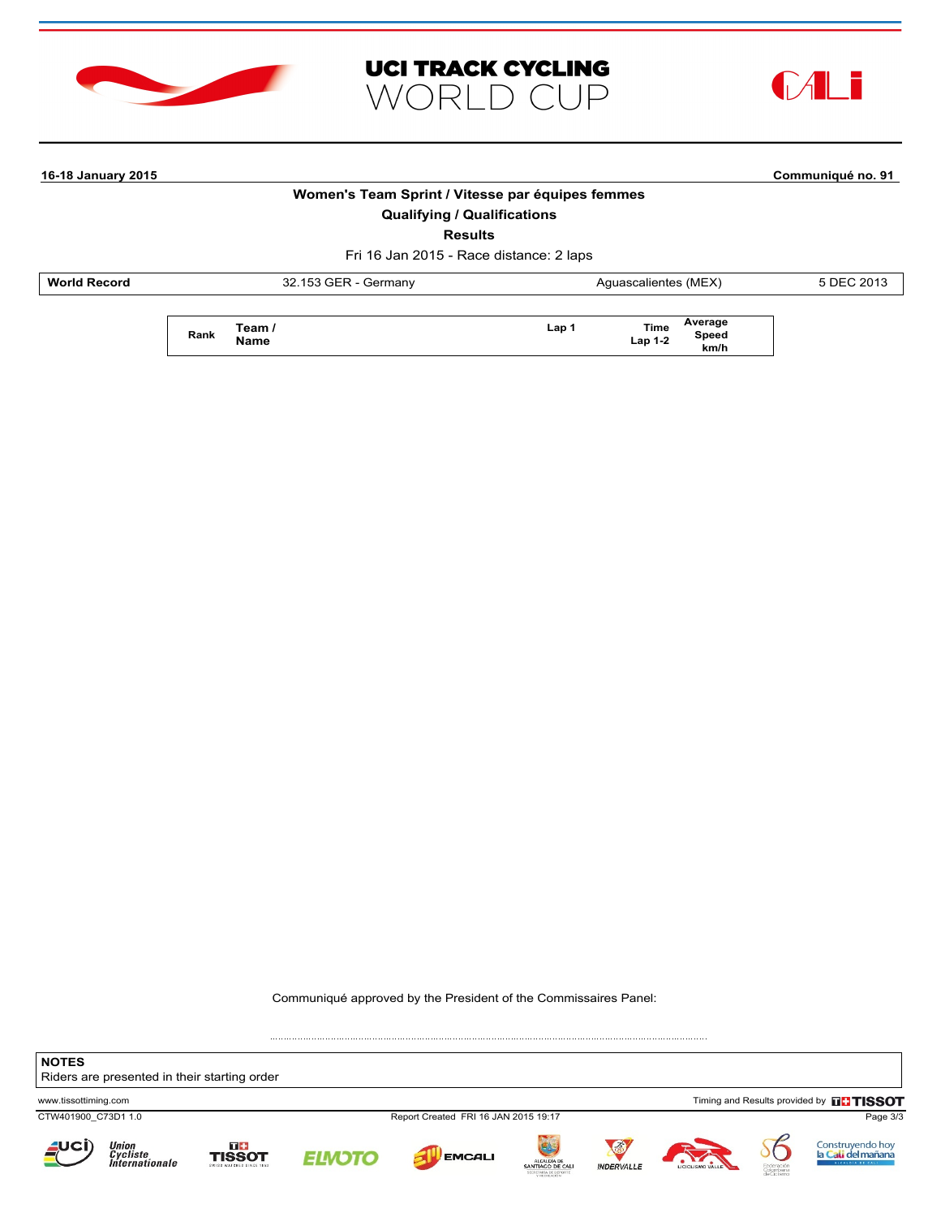16-18 January 2015 | Communiqué no. 91

## Women's Team Sprint / Vitesse par équipes femmes

### Qualifying / Qualifications

### Results

Fri 16 Jan 2015 - Race distance: 2 laps

| | | | |
|---|---|---|---|
| **World Record** | 32.153 GER - Germany | Aguascalientes (MEX) | 5 DEC 2013 |

| Rank | Team / Name | Lap 1 | Time Lap 1-2 | Average Speed km/h |
|---|---|---|---|---|

Communiqué approved by the President of the Commissaires Panel:

......................................................................................................................................

**NOTES**
Riders are presented in their starting order